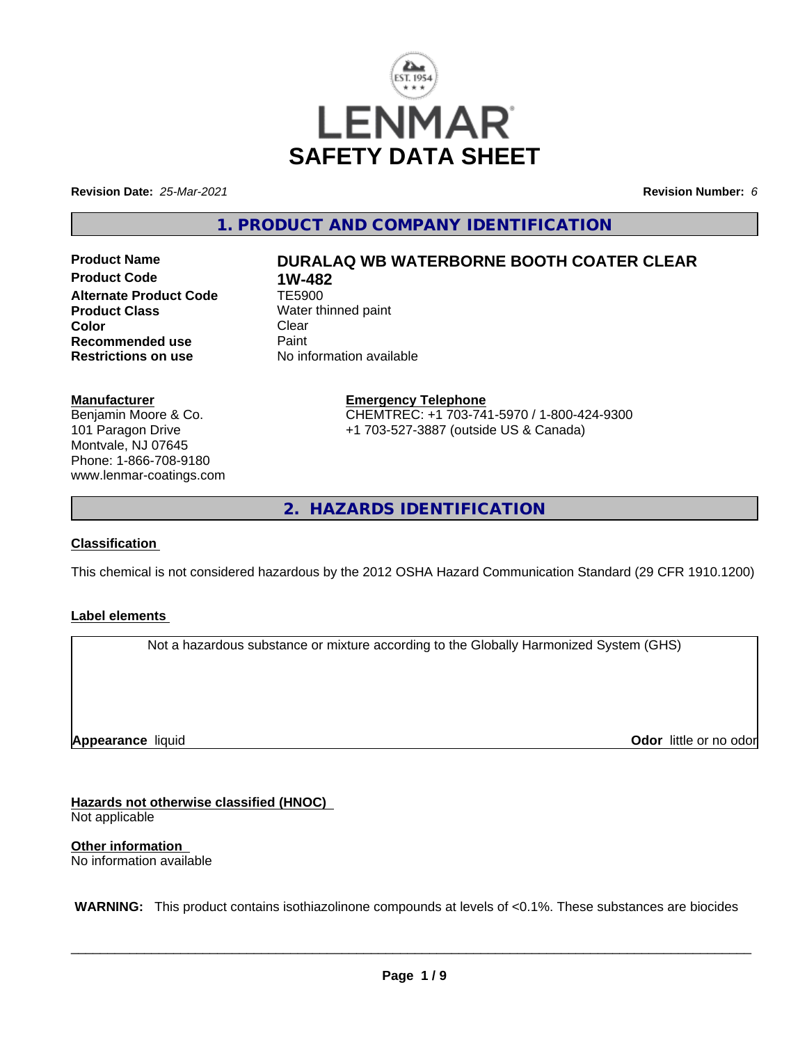# SAFETY DATA SHEET

**Revision Date:** *25-Mar-2021* **Revision Number:** *6*

## 1. PRODUCT AND COMPANY IDENTIFICATION

| | |
|---|---|
| **Product Name** | **DURALAQ WB WATERBORNE BOOTH COATER CLEAR** |
| **Product Code** | **1W-482** |
| **Alternate Product Code** | TE5900 |
| **Product Class** | Water thinned paint |
| **Color** | Clear |
| **Recommended use** | Paint |
| **Restrictions on use** | No information available |

**Manufacturer**
Benjamin Moore & Co.
101 Paragon Drive
Montvale, NJ 07645
Phone: 1-866-708-9180
www.lenmar-coatings.com

**Emergency Telephone**
CHEMTREC: +1 703-741-5970 / 1-800-424-9300
+1 703-527-3887 (outside US & Canada)

## 2. HAZARDS IDENTIFICATION

**Classification**

This chemical is not considered hazardous by the 2012 OSHA Hazard Communication Standard (29 CFR 1910.1200)

**Label elements**

Not a hazardous substance or mixture according to the Globally Harmonized System (GHS)

**Appearance** liquid **Odor** little or no odor

**Hazards not otherwise classified (HNOC)**
Not applicable

**Other information**
No information available

**WARNING:** This product contains isothiazolinone compounds at levels of <0.1%. These substances are biocides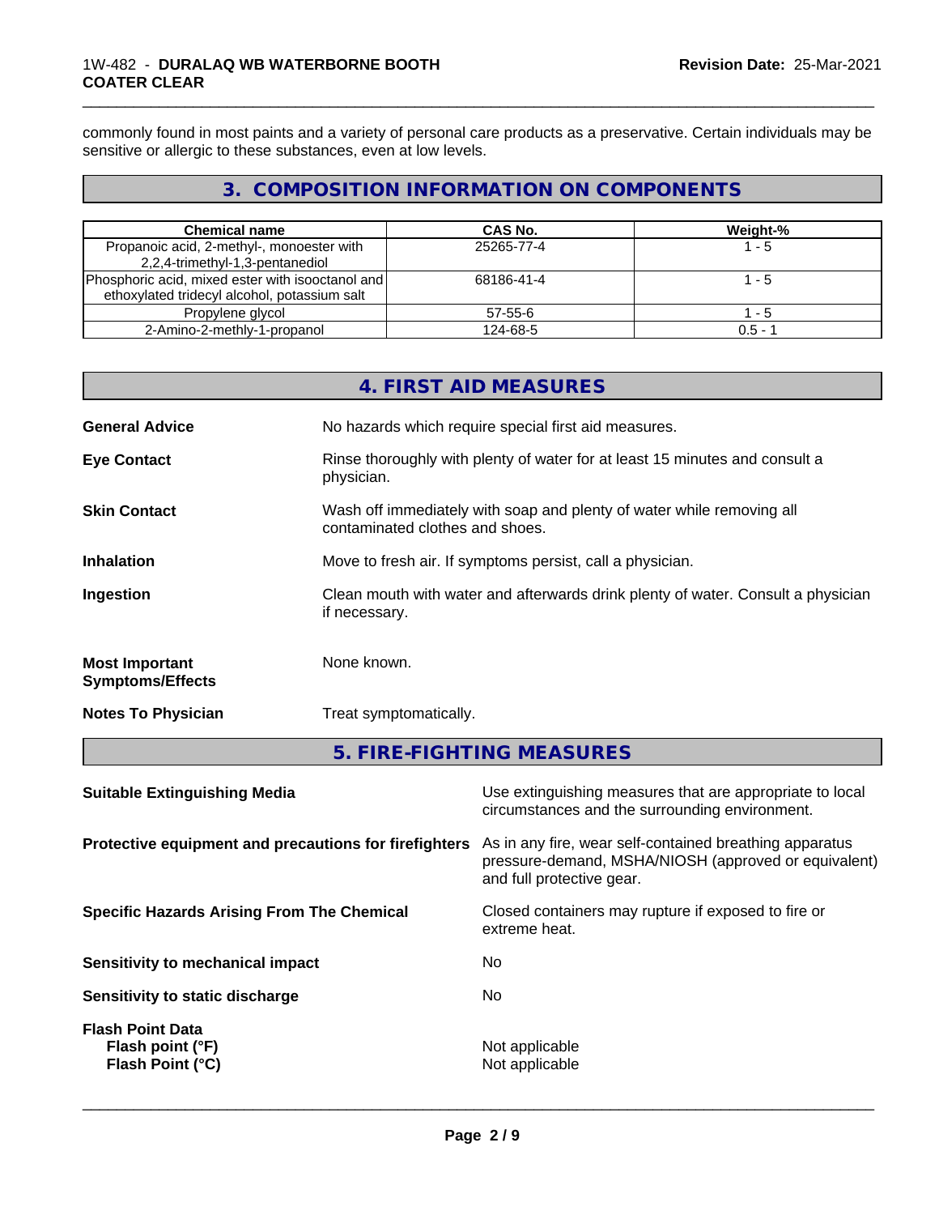commonly found in most paints and a variety of personal care products as a preservative. Certain individuals may be sensitive or allergic to these substances, even at low levels.

## 3. COMPOSITION INFORMATION ON COMPONENTS

| Chemical name | CAS No. | Weight-% |
|---|---|---|
| Propanoic acid, 2-methyl-, monoester with 2,2,4-trimethyl-1,3-pentanediol | 25265-77-4 | 1 - 5 |
| Phosphoric acid, mixed ester with isooctanol and ethoxylated tridecyl alcohol, potassium salt | 68186-41-4 | 1 - 5 |
| Propylene glycol | 57-55-6 | 1 - 5 |
| 2-Amino-2-methly-1-propanol | 124-68-5 | 0.5 - 1 |

## 4. FIRST AID MEASURES

**General Advice**
No hazards which require special first aid measures.

**Eye Contact**
Rinse thoroughly with plenty of water for at least 15 minutes and consult a physician.

**Skin Contact**
Wash off immediately with soap and plenty of water while removing all contaminated clothes and shoes.

**Inhalation**
Move to fresh air. If symptoms persist, call a physician.

**Ingestion**
Clean mouth with water and afterwards drink plenty of water. Consult a physician if necessary.

**Most Important Symptoms/Effects**
None known.

**Notes To Physician**
Treat symptomatically.

## 5. FIRE-FIGHTING MEASURES

**Suitable Extinguishing Media**
Use extinguishing measures that are appropriate to local circumstances and the surrounding environment.

**Protective equipment and precautions for firefighters**
As in any fire, wear self-contained breathing apparatus pressure-demand, MSHA/NIOSH (approved or equivalent) and full protective gear.

**Specific Hazards Arising From The Chemical**
Closed containers may rupture if exposed to fire or extreme heat.

**Sensitivity to mechanical impact**
No

**Sensitivity to static discharge**
No

**Flash Point Data**
**Flash point (°F)** Not applicable
**Flash Point (°C)** Not applicable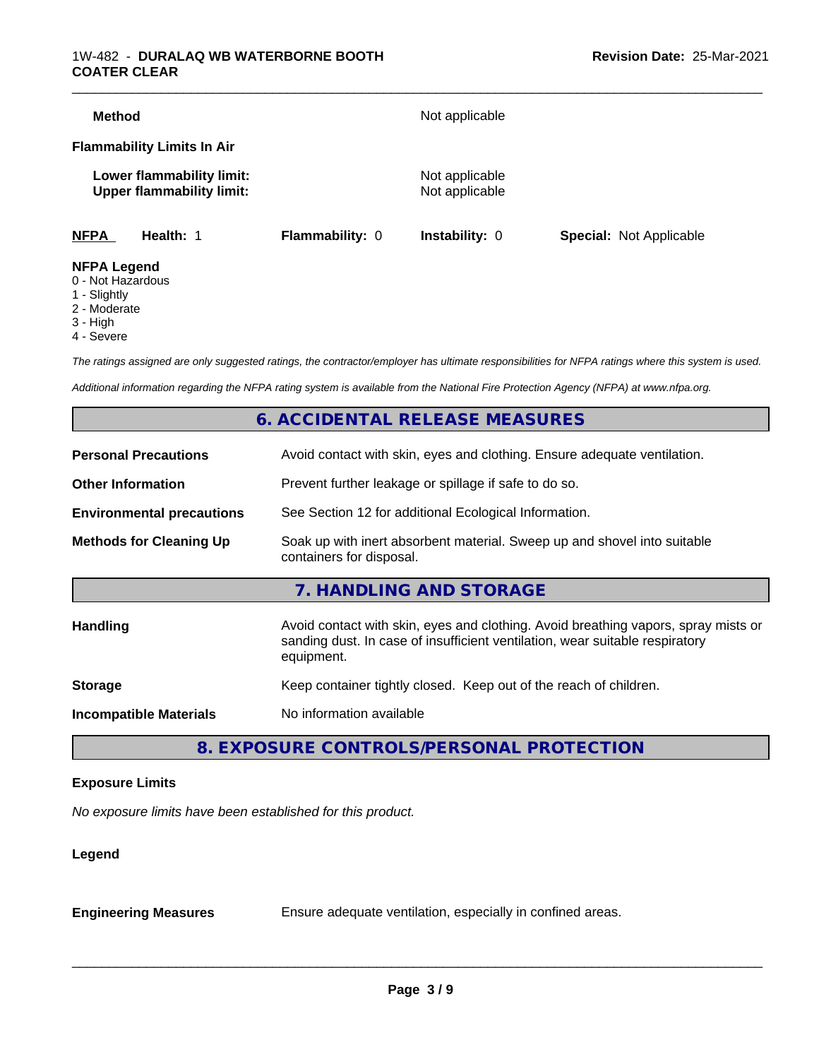| | |
|---|---|
| **Method** | Not applicable |

**Flammability Limits In Air**

| | |
|---|---|
| **Lower flammability limit:** | Not applicable |
| **Upper flammability limit:** | Not applicable |

| **NFPA** | **Health:** 1 | **Flammability:** 0 | **Instability:** 0 | **Special:** Not Applicable |
|---|---|---|---|---|

**NFPA Legend**
0 - Not Hazardous
1 - Slightly
2 - Moderate
3 - High
4 - Severe

*The ratings assigned are only suggested ratings, the contractor/employer has ultimate responsibilities for NFPA ratings where this system is used.*

*Additional information regarding the NFPA rating system is available from the National Fire Protection Agency (NFPA) at www.nfpa.org.*

## 6. ACCIDENTAL RELEASE MEASURES

| | |
|---|---|
| **Personal Precautions** | Avoid contact with skin, eyes and clothing. Ensure adequate ventilation. |
| **Other Information** | Prevent further leakage or spillage if safe to do so. |
| **Environmental precautions** | See Section 12 for additional Ecological Information. |
| **Methods for Cleaning Up** | Soak up with inert absorbent material. Sweep up and shovel into suitable containers for disposal. |

## 7. HANDLING AND STORAGE

| | |
|---|---|
| **Handling** | Avoid contact with skin, eyes and clothing. Avoid breathing vapors, spray mists or sanding dust. In case of insufficient ventilation, wear suitable respiratory equipment. |
| **Storage** | Keep container tightly closed. Keep out of the reach of children. |
| **Incompatible Materials** | No information available |

## 8. EXPOSURE CONTROLS/PERSONAL PROTECTION

**Exposure Limits**

*No exposure limits have been established for this product.*

**Legend**

| | |
|---|---|
| **Engineering Measures** | Ensure adequate ventilation, especially in confined areas. |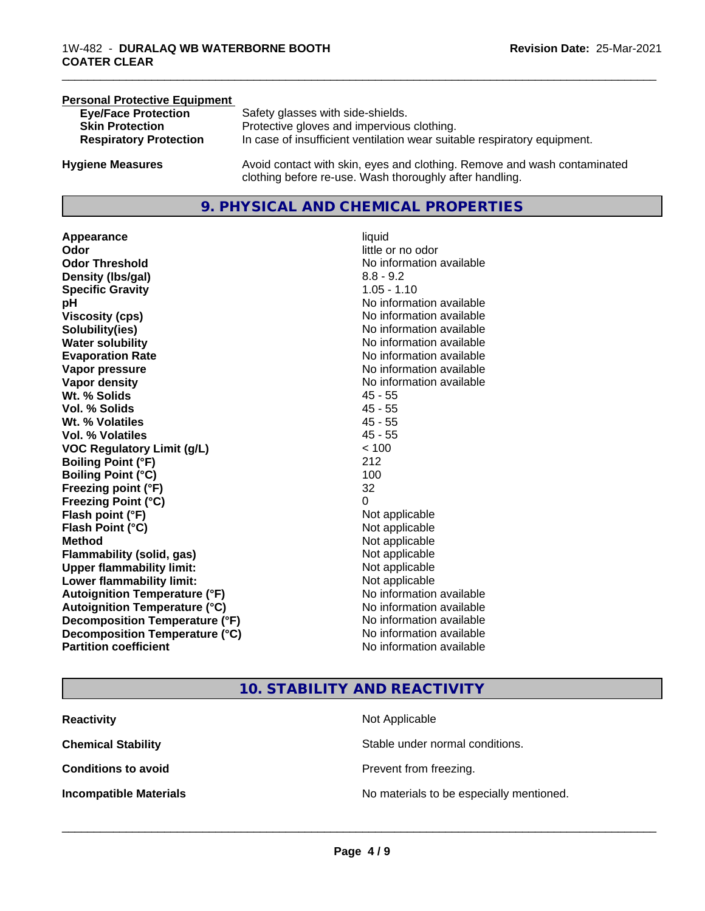**Personal Protective Equipment**

| | |
|---|---|
| **Eye/Face Protection** | Safety glasses with side-shields. |
| **Skin Protection** | Protective gloves and impervious clothing. |
| **Respiratory Protection** | In case of insufficient ventilation wear suitable respiratory equipment. |

**Hygiene Measures** Avoid contact with skin, eyes and clothing. Remove and wash contaminated clothing before re-use. Wash thoroughly after handling.

## 9. PHYSICAL AND CHEMICAL PROPERTIES

| | |
|---|---|
| **Appearance** | liquid |
| **Odor** | little or no odor |
| **Odor Threshold** | No information available |
| **Density (lbs/gal)** | 8.8 - 9.2 |
| **Specific Gravity** | 1.05 - 1.10 |
| **pH** | No information available |
| **Viscosity (cps)** | No information available |
| **Solubility(ies)** | No information available |
| **Water solubility** | No information available |
| **Evaporation Rate** | No information available |
| **Vapor pressure** | No information available |
| **Vapor density** | No information available |
| **Wt. % Solids** | 45 - 55 |
| **Vol. % Solids** | 45 - 55 |
| **Wt. % Volatiles** | 45 - 55 |
| **Vol. % Volatiles** | 45 - 55 |
| **VOC Regulatory Limit (g/L)** | < 100 |
| **Boiling Point (°F)** | 212 |
| **Boiling Point (°C)** | 100 |
| **Freezing point (°F)** | 32 |
| **Freezing Point (°C)** | 0 |
| **Flash point (°F)** | Not applicable |
| **Flash Point (°C)** | Not applicable |
| **Method** | Not applicable |
| **Flammability (solid, gas)** | Not applicable |
| **Upper flammability limit:** | Not applicable |
| **Lower flammability limit:** | Not applicable |
| **Autoignition Temperature (°F)** | No information available |
| **Autoignition Temperature (°C)** | No information available |
| **Decomposition Temperature (°F)** | No information available |
| **Decomposition Temperature (°C)** | No information available |
| **Partition coefficient** | No information available |

## 10. STABILITY AND REACTIVITY

| | |
|---|---|
| **Reactivity** | Not Applicable |
| **Chemical Stability** | Stable under normal conditions. |
| **Conditions to avoid** | Prevent from freezing. |
| **Incompatible Materials** | No materials to be especially mentioned. |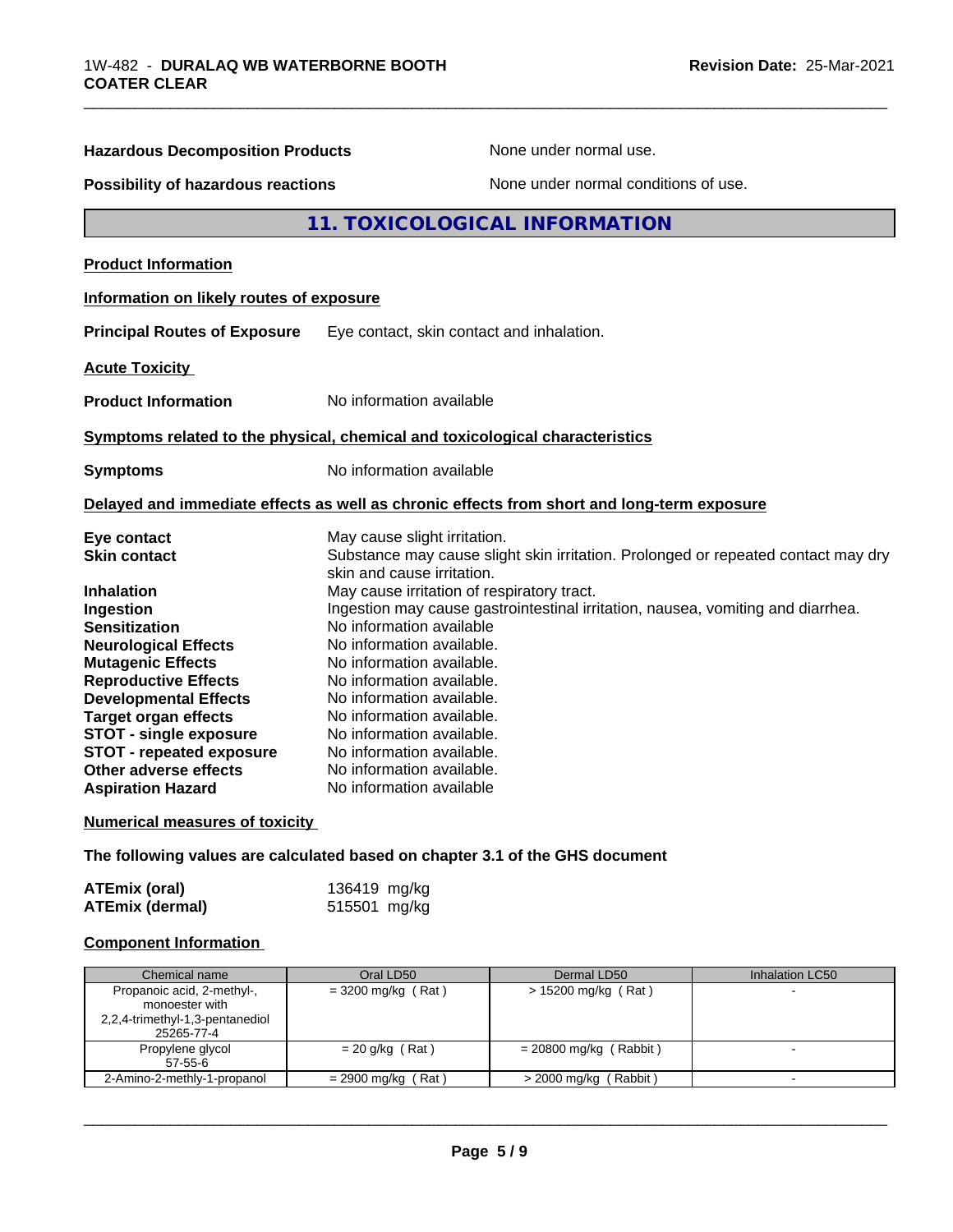**Hazardous Decomposition Products** None under normal use.

**Possibility of hazardous reactions** None under normal conditions of use.

## 11. TOXICOLOGICAL INFORMATION

**Product Information**

**Information on likely routes of exposure**

**Principal Routes of Exposure** Eye contact, skin contact and inhalation.

**Acute Toxicity**

**Product Information** No information available

**Symptoms related to the physical, chemical and toxicological characteristics**

**Symptoms** No information available

**Delayed and immediate effects as well as chronic effects from short and long-term exposure**

**Eye contact** May cause slight irritation.
**Skin contact** Substance may cause slight skin irritation. Prolonged or repeated contact may dry skin and cause irritation.
**Inhalation** May cause irritation of respiratory tract.
**Ingestion** Ingestion may cause gastrointestinal irritation, nausea, vomiting and diarrhea.
**Sensitization** No information available
**Neurological Effects** No information available.
**Mutagenic Effects** No information available.
**Reproductive Effects** No information available.
**Developmental Effects** No information available.
**Target organ effects** No information available.
**STOT - single exposure** No information available.
**STOT - repeated exposure** No information available.
**Other adverse effects** No information available.
**Aspiration Hazard** No information available

**Numerical measures of toxicity**

**The following values are calculated based on chapter 3.1 of the GHS document**

**ATEmix (oral)** 136419 mg/kg
**ATEmix (dermal)** 515501 mg/kg

**Component Information**

| Chemical name | Oral LD50 | Dermal LD50 | Inhalation LC50 |
|---|---|---|---|
| Propanoic acid, 2-methyl-, monoester with 2,2,4-trimethyl-1,3-pentanediol 25265-77-4 | = 3200 mg/kg ( Rat ) | > 15200 mg/kg ( Rat ) | - |
| Propylene glycol 57-55-6 | = 20 g/kg ( Rat ) | = 20800 mg/kg ( Rabbit ) | - |
| 2-Amino-2-methly-1-propanol | = 2900 mg/kg ( Rat ) | > 2000 mg/kg ( Rabbit ) | - |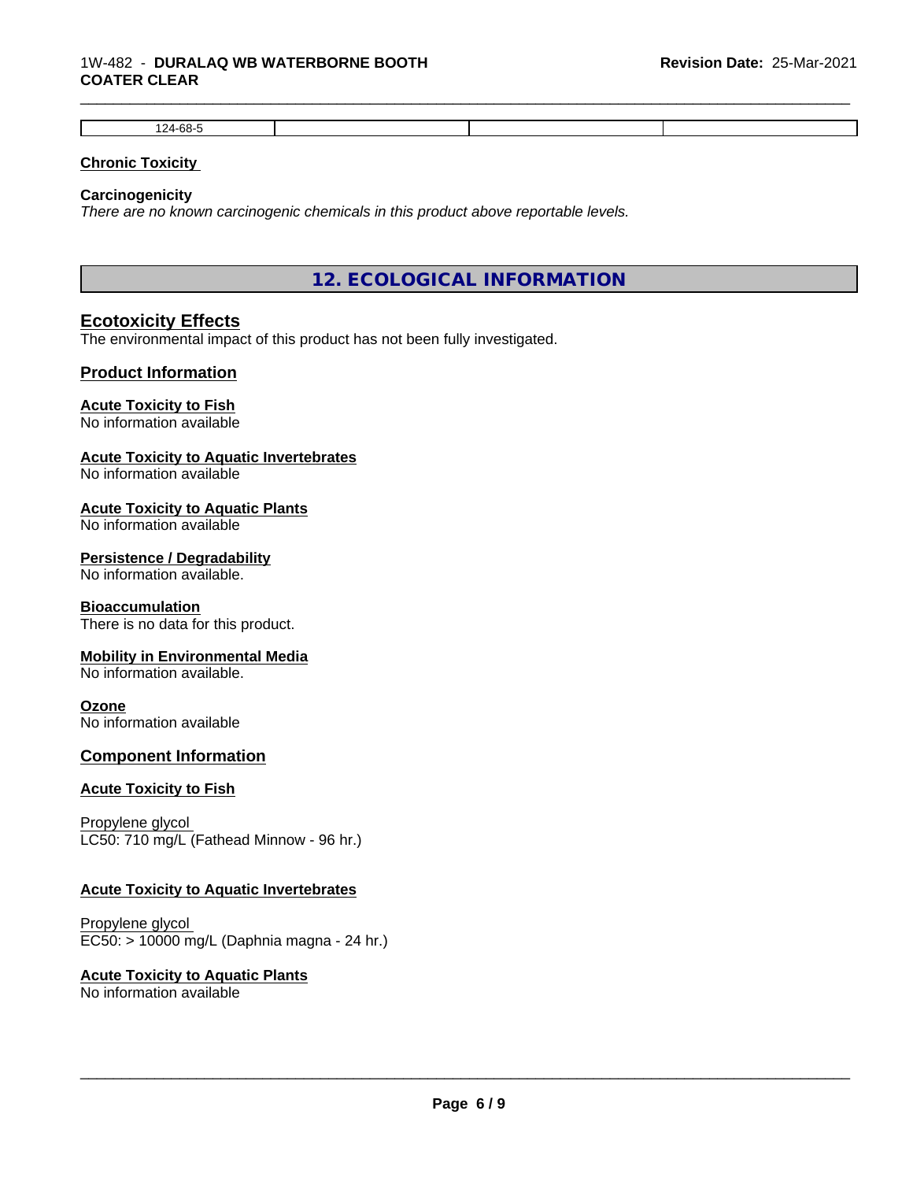| 124-68-5 | | | |
|---|---|---|---|

**Chronic Toxicity**

**Carcinogenicity**

*There are no known carcinogenic chemicals in this product above reportable levels.*

## 12. ECOLOGICAL INFORMATION

### Ecotoxicity Effects

The environmental impact of this product has not been fully investigated.

### Product Information

**Acute Toxicity to Fish**
No information available

**Acute Toxicity to Aquatic Invertebrates**
No information available

**Acute Toxicity to Aquatic Plants**
No information available

**Persistence / Degradability**
No information available.

**Bioaccumulation**
There is no data for this product.

**Mobility in Environmental Media**
No information available.

**Ozone**
No information available

### Component Information

**Acute Toxicity to Fish**

Propylene glycol
LC50: 710 mg/L (Fathead Minnow - 96 hr.)

**Acute Toxicity to Aquatic Invertebrates**

Propylene glycol
EC50: > 10000 mg/L (Daphnia magna - 24 hr.)

**Acute Toxicity to Aquatic Plants**
No information available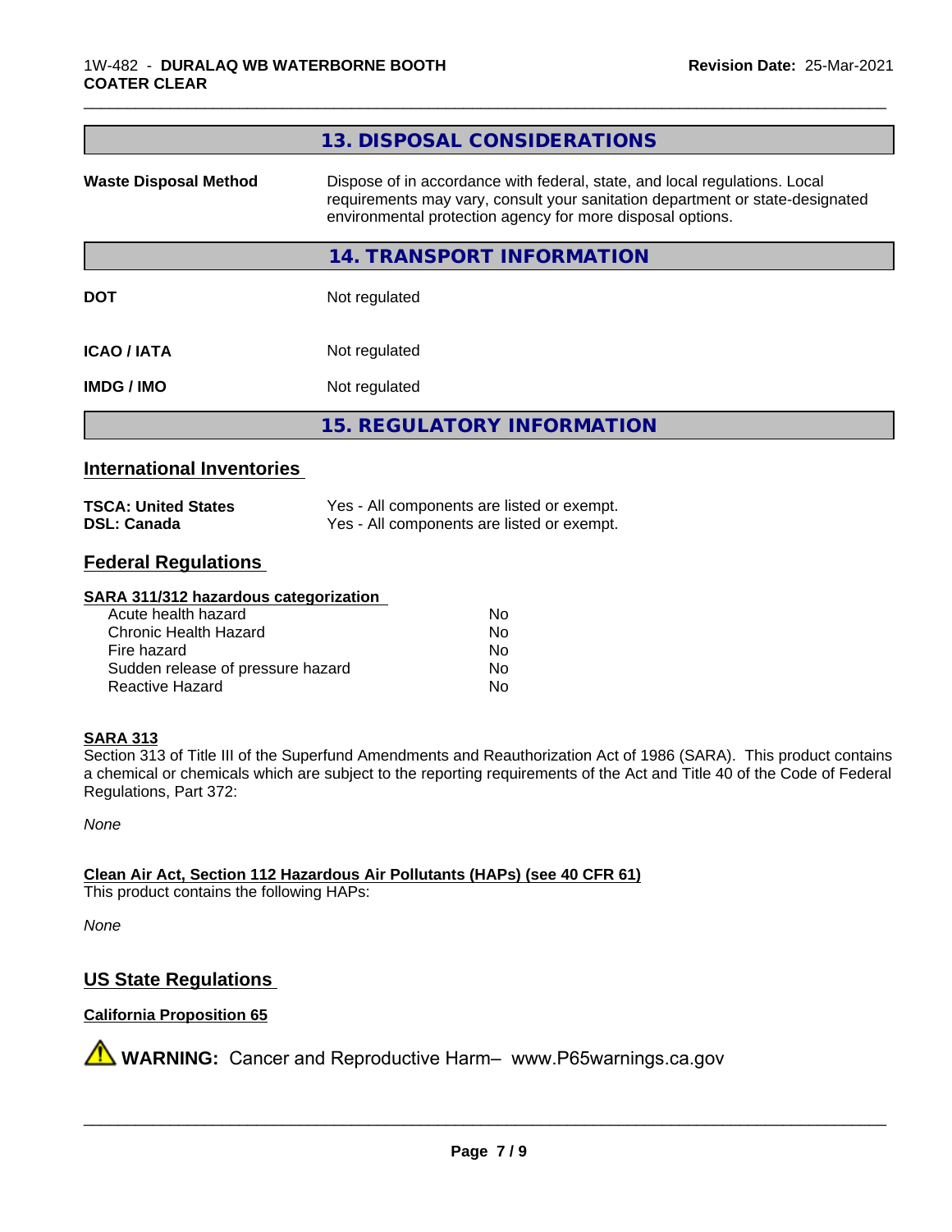## 13. DISPOSAL CONSIDERATIONS

| | |
|---|---|
| **Waste Disposal Method** | Dispose of in accordance with federal, state, and local regulations. Local requirements may vary, consult your sanitation department or state-designated environmental protection agency for more disposal options. |

## 14. TRANSPORT INFORMATION

| | |
|---|---|
| **DOT** | Not regulated |
| **ICAO / IATA** | Not regulated |
| **IMDG / IMO** | Not regulated |

## 15. REGULATORY INFORMATION

### International Inventories

| | |
|---|---|
| **TSCA: United States** | Yes - All components are listed or exempt. |
| **DSL: Canada** | Yes - All components are listed or exempt. |

### Federal Regulations

**SARA 311/312 hazardous categorization**

| | |
|---|---|
| Acute health hazard | No |
| Chronic Health Hazard | No |
| Fire hazard | No |
| Sudden release of pressure hazard | No |
| Reactive Hazard | No |

**SARA 313**

Section 313 of Title III of the Superfund Amendments and Reauthorization Act of 1986 (SARA). This product contains a chemical or chemicals which are subject to the reporting requirements of the Act and Title 40 of the Code of Federal Regulations, Part 372:

*None*

**Clean Air Act, Section 112 Hazardous Air Pollutants (HAPs) (see 40 CFR 61)**

This product contains the following HAPs:

*None*

### US State Regulations

**California Proposition 65**

⚠ **WARNING:** Cancer and Reproductive Harm– www.P65warnings.ca.gov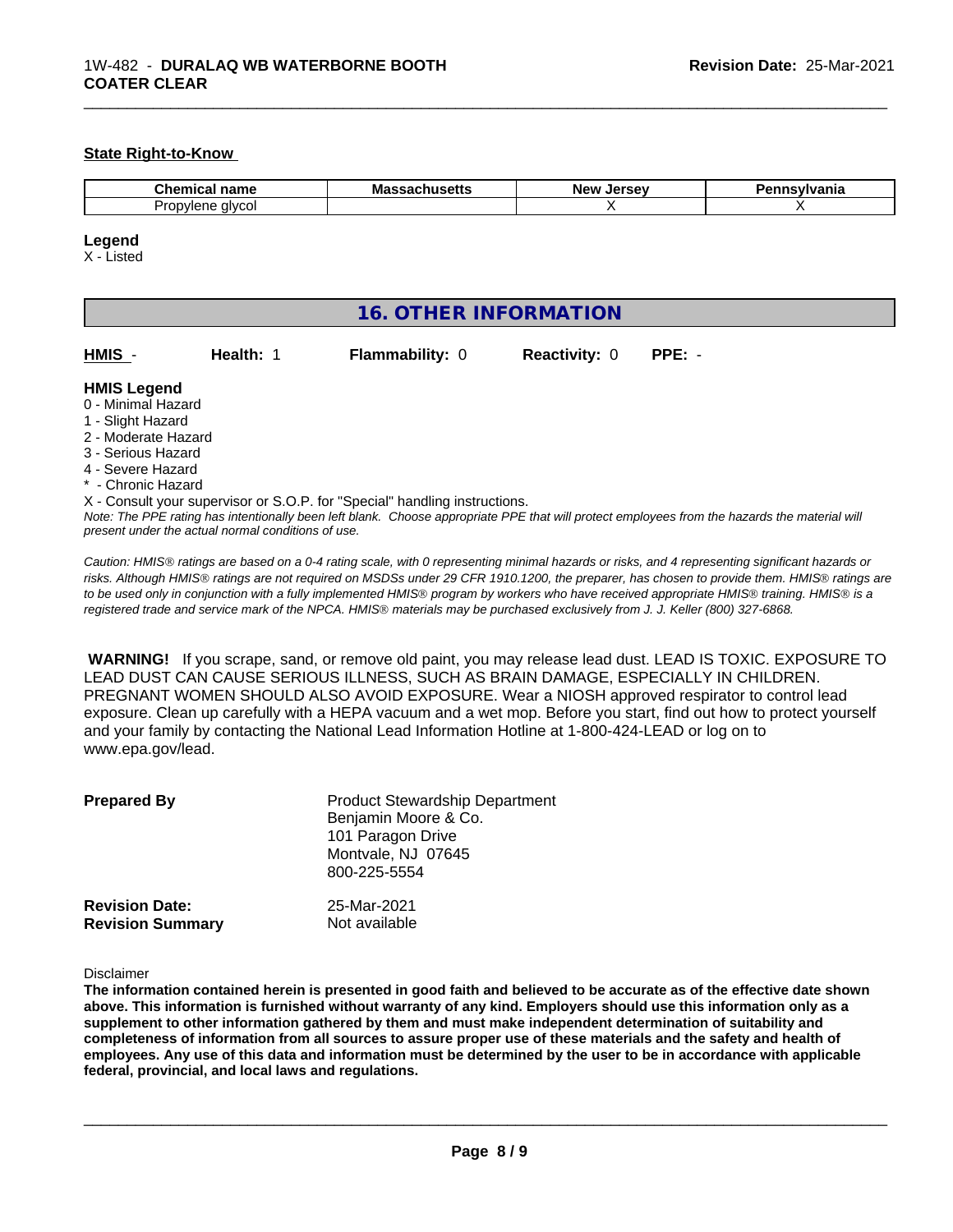**State Right-to-Know**

| Chemical name | Massachusetts | New Jersey | Pennsylvania |
| --- | --- | --- | --- |
| Propylene glycol | | X | X |

**Legend**

X - Listed

## 16. OTHER INFORMATION

**HMIS** - **Health:** 1 **Flammability:** 0 **Reactivity:** 0 **PPE:** -

**HMIS Legend**

0 - Minimal Hazard
1 - Slight Hazard
2 - Moderate Hazard
3 - Serious Hazard
4 - Severe Hazard
* - Chronic Hazard
X - Consult your supervisor or S.O.P. for "Special" handling instructions.

*Note: The PPE rating has intentionally been left blank. Choose appropriate PPE that will protect employees from the hazards the material will present under the actual normal conditions of use.*

*Caution: HMIS® ratings are based on a 0-4 rating scale, with 0 representing minimal hazards or risks, and 4 representing significant hazards or risks. Although HMIS® ratings are not required on MSDSs under 29 CFR 1910.1200, the preparer, has chosen to provide them. HMIS® ratings are to be used only in conjunction with a fully implemented HMIS® program by workers who have received appropriate HMIS® training. HMIS® is a registered trade and service mark of the NPCA. HMIS® materials may be purchased exclusively from J. J. Keller (800) 327-6868.*

**WARNING!** If you scrape, sand, or remove old paint, you may release lead dust. LEAD IS TOXIC. EXPOSURE TO LEAD DUST CAN CAUSE SERIOUS ILLNESS, SUCH AS BRAIN DAMAGE, ESPECIALLY IN CHILDREN. PREGNANT WOMEN SHOULD ALSO AVOID EXPOSURE. Wear a NIOSH approved respirator to control lead exposure. Clean up carefully with a HEPA vacuum and a wet mop. Before you start, find out how to protect yourself and your family by contacting the National Lead Information Hotline at 1-800-424-LEAD or log on to www.epa.gov/lead.

**Prepared By** Product Stewardship Department
Benjamin Moore & Co.
101 Paragon Drive
Montvale, NJ 07645
800-225-5554

**Revision Date:** 25-Mar-2021
**Revision Summary** Not available

Disclaimer

**The information contained herein is presented in good faith and believed to be accurate as of the effective date shown above. This information is furnished without warranty of any kind. Employers should use this information only as a supplement to other information gathered by them and must make independent determination of suitability and completeness of information from all sources to assure proper use of these materials and the safety and health of employees. Any use of this data and information must be determined by the user to be in accordance with applicable federal, provincial, and local laws and regulations.**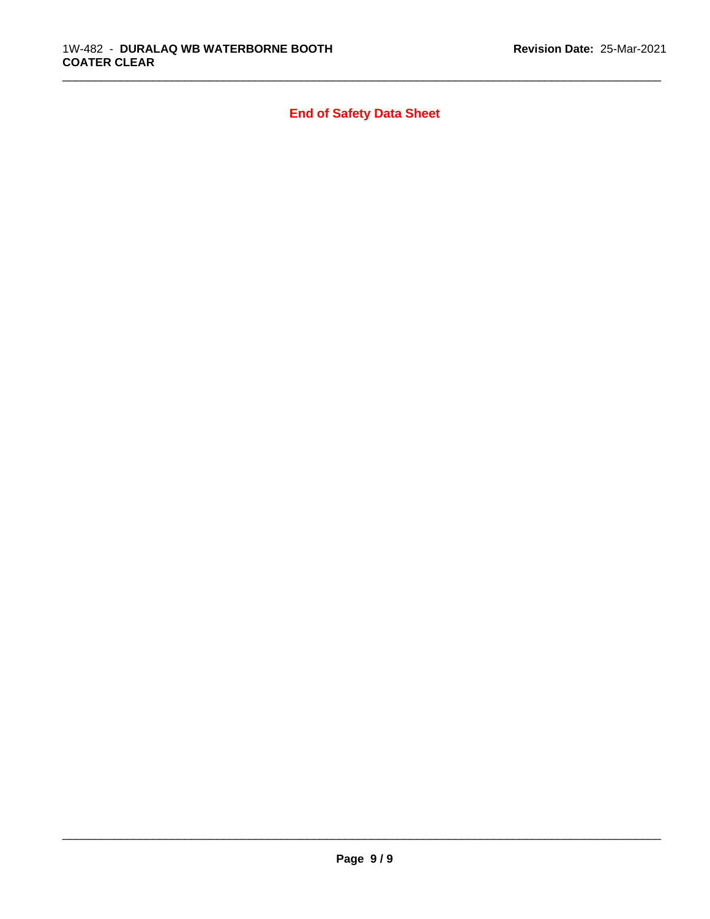**End of Safety Data Sheet**